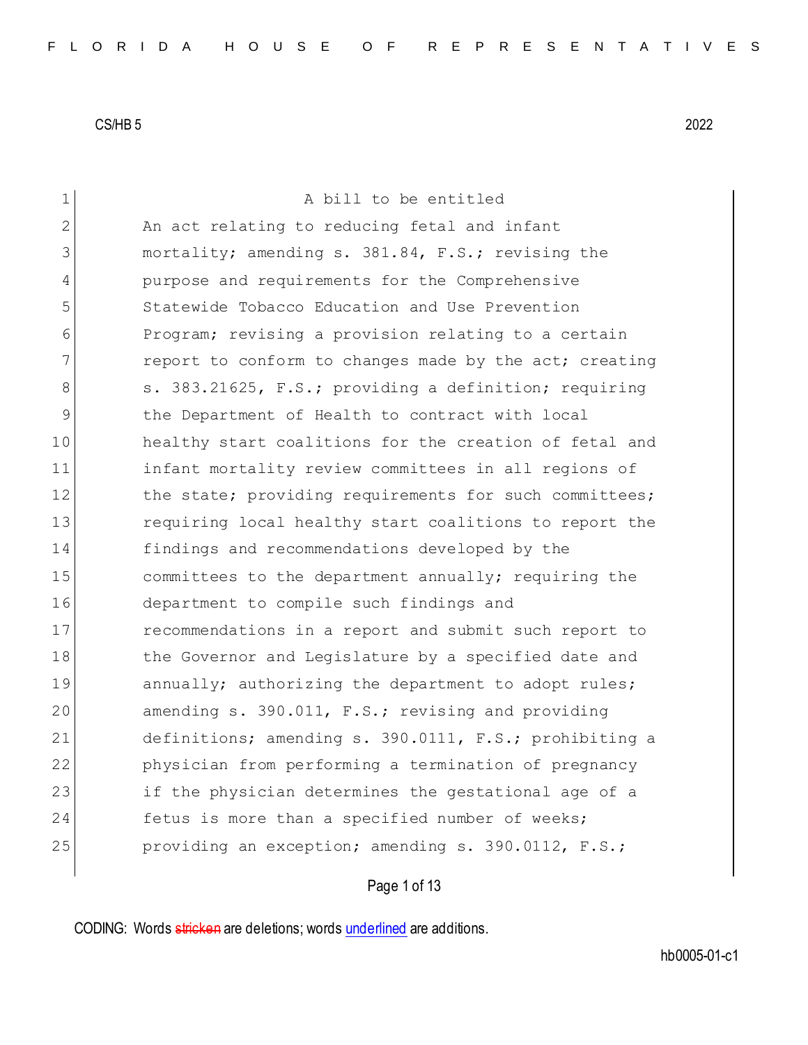CS/HB 5 2022

A bill to be entitled

An act relating to reducing fetal and infant mortality; amending s. 381.84, F.S.; revising the purpose and requirements for the Comprehensive Statewide Tobacco Education and Use Prevention Program; revising a provision relating to a certain report to conform to changes made by the act; creating s. 383.21625, F.S.; providing a definition; requiring the Department of Health to contract with local healthy start coalitions for the creation of fetal and infant mortality review committees in all regions of the state; providing requirements for such committees; requiring local healthy start coalitions to report the findings and recommendations developed by the committees to the department annually; requiring the department to compile such findings and recommendations in a report and submit such report to the Governor and Legislature by a specified date and annually; authorizing the department to adopt rules; amending s. 390.011, F.S.; revising and providing definitions; amending s. 390.0111, F.S.; prohibiting a physician from performing a termination of pregnancy if the physician determines the gestational age of a fetus is more than a specified number of weeks; providing an exception; amending s. 390.0112, F.S.;

CODING: Words ~~stricken~~ are deletions; words underlined are additions.

hb0005-01-c1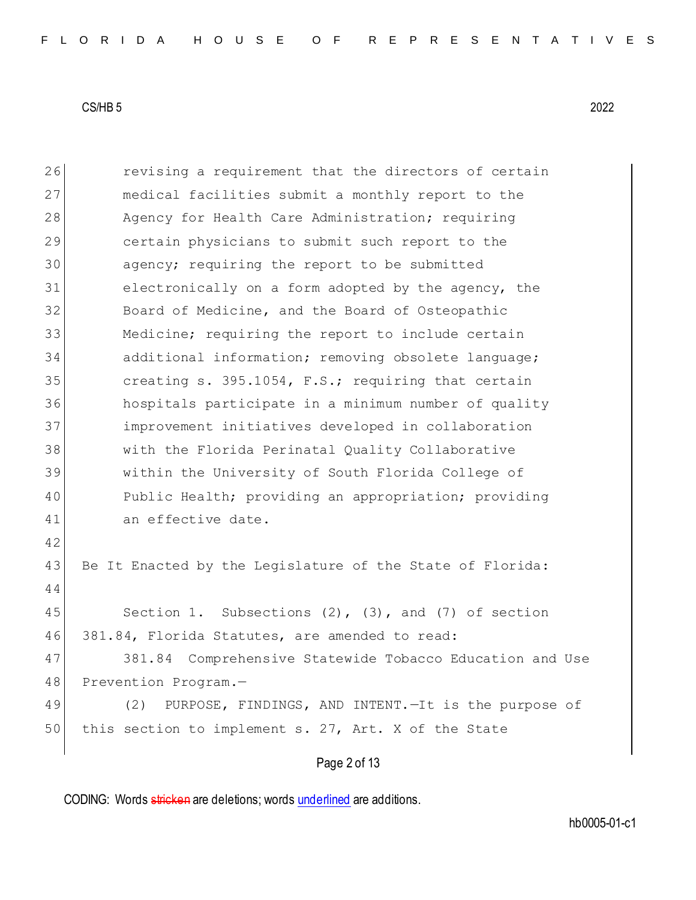revising a requirement that the directors of certain medical facilities submit a monthly report to the Agency for Health Care Administration; requiring certain physicians to submit such report to the agency; requiring the report to be submitted electronically on a form adopted by the agency, the Board of Medicine, and the Board of Osteopathic Medicine; requiring the report to include certain additional information; removing obsolete language; creating s. 395.1054, F.S.; requiring that certain hospitals participate in a minimum number of quality improvement initiatives developed in collaboration with the Florida Perinatal Quality Collaborative within the University of South Florida College of Public Health; providing an appropriation; providing an effective date.

Be It Enacted by the Legislature of the State of Florida:

Section 1. Subsections (2), (3), and (7) of section 381.84, Florida Statutes, are amended to read:

381.84 Comprehensive Statewide Tobacco Education and Use Prevention Program.—

(2) PURPOSE, FINDINGS, AND INTENT.—It is the purpose of this section to implement s. 27, Art. X of the State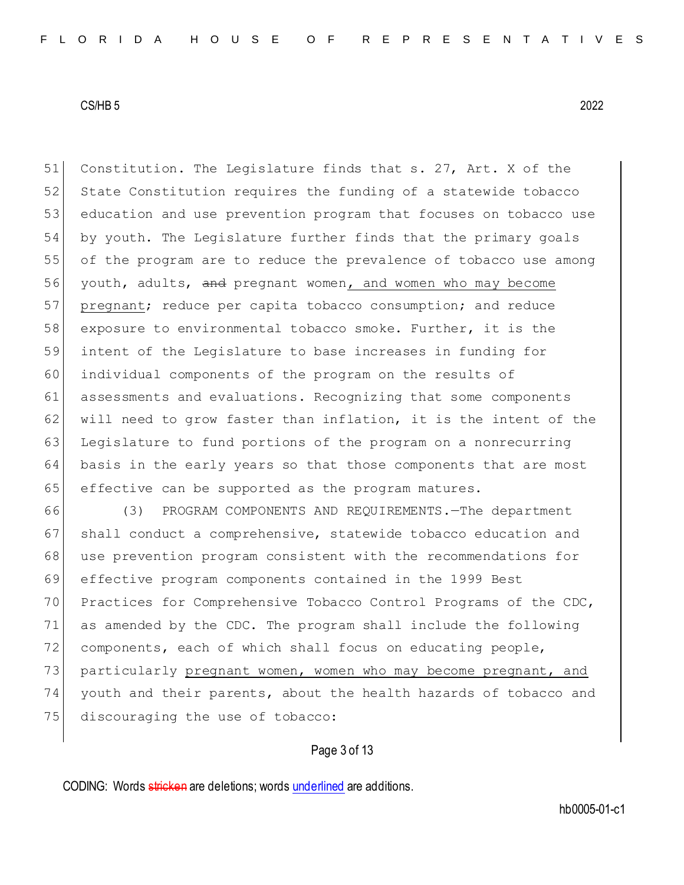Constitution. The Legislature finds that s. 27, Art. X of the State Constitution requires the funding of a statewide tobacco education and use prevention program that focuses on tobacco use by youth. The Legislature further finds that the primary goals of the program are to reduce the prevalence of tobacco use among youth, adults, ~~and~~ pregnant women, and women who may become pregnant; reduce per capita tobacco consumption; and reduce exposure to environmental tobacco smoke. Further, it is the intent of the Legislature to base increases in funding for individual components of the program on the results of assessments and evaluations. Recognizing that some components will need to grow faster than inflation, it is the intent of the Legislature to fund portions of the program on a nonrecurring basis in the early years so that those components that are most effective can be supported as the program matures.

(3) PROGRAM COMPONENTS AND REQUIREMENTS.—The department shall conduct a comprehensive, statewide tobacco education and use prevention program consistent with the recommendations for effective program components contained in the 1999 Best Practices for Comprehensive Tobacco Control Programs of the CDC, as amended by the CDC. The program shall include the following components, each of which shall focus on educating people, particularly pregnant women, women who may become pregnant, and youth and their parents, about the health hazards of tobacco and discouraging the use of tobacco: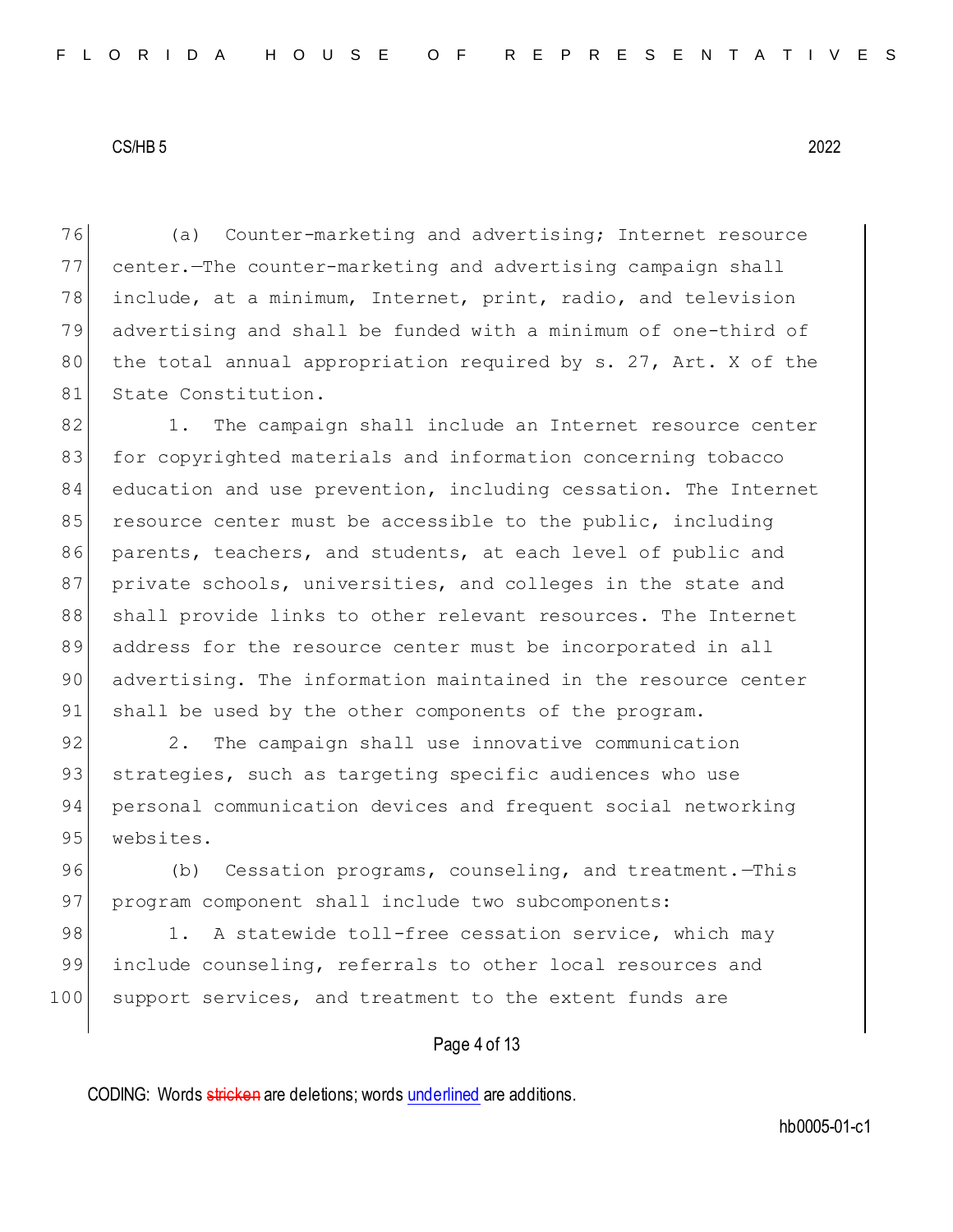(a) Counter-marketing and advertising; Internet resource center.—The counter-marketing and advertising campaign shall include, at a minimum, Internet, print, radio, and television advertising and shall be funded with a minimum of one-third of the total annual appropriation required by s. 27, Art. X of the State Constitution.

1. The campaign shall include an Internet resource center for copyrighted materials and information concerning tobacco education and use prevention, including cessation. The Internet resource center must be accessible to the public, including parents, teachers, and students, at each level of public and private schools, universities, and colleges in the state and shall provide links to other relevant resources. The Internet address for the resource center must be incorporated in all advertising. The information maintained in the resource center shall be used by the other components of the program.

2. The campaign shall use innovative communication strategies, such as targeting specific audiences who use personal communication devices and frequent social networking websites.

(b) Cessation programs, counseling, and treatment.—This program component shall include two subcomponents:

1. A statewide toll-free cessation service, which may include counseling, referrals to other local resources and support services, and treatment to the extent funds are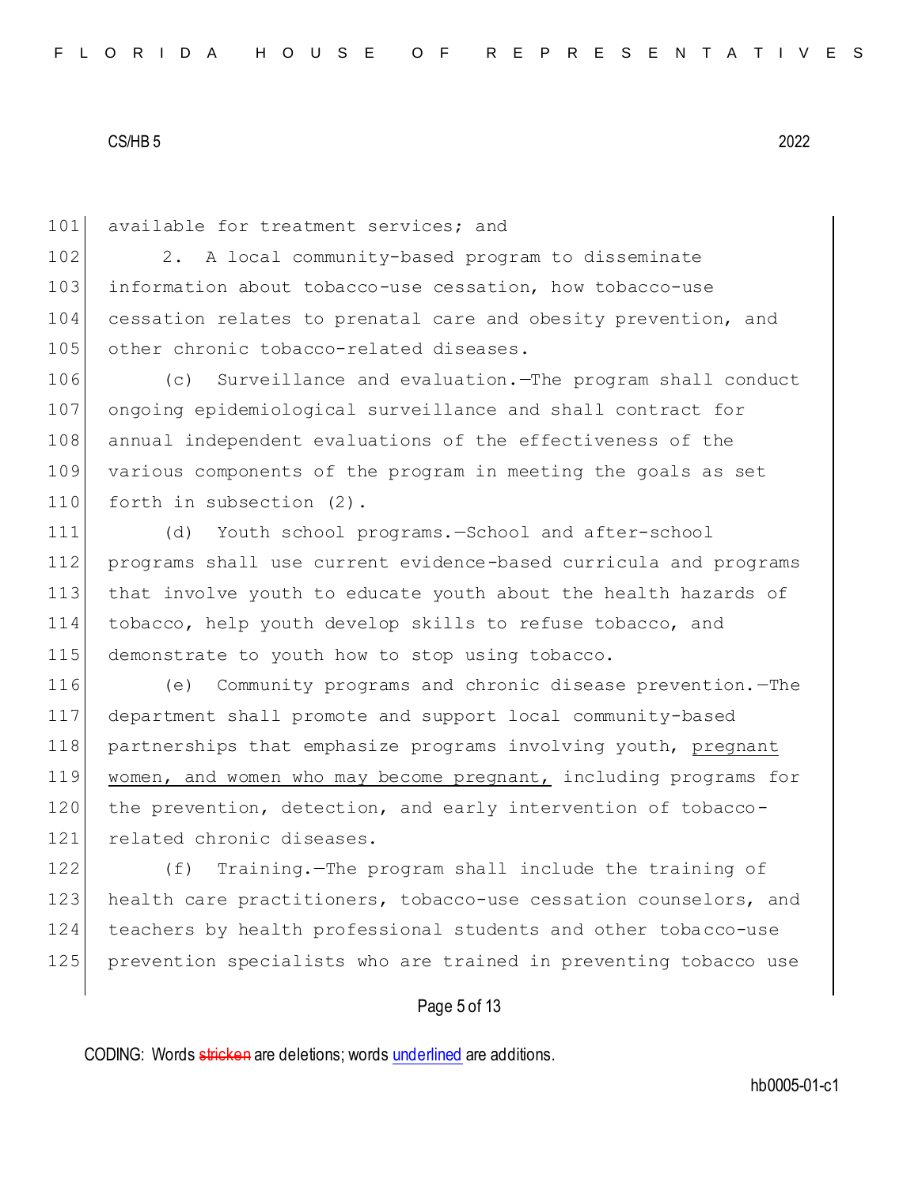available for treatment services; and

2. A local community-based program to disseminate information about tobacco-use cessation, how tobacco-use cessation relates to prenatal care and obesity prevention, and other chronic tobacco-related diseases.

(c) Surveillance and evaluation.—The program shall conduct ongoing epidemiological surveillance and shall contract for annual independent evaluations of the effectiveness of the various components of the program in meeting the goals as set forth in subsection (2).

(d) Youth school programs.—School and after-school programs shall use current evidence-based curricula and programs that involve youth to educate youth about the health hazards of tobacco, help youth develop skills to refuse tobacco, and demonstrate to youth how to stop using tobacco.

(e) Community programs and chronic disease prevention.—The department shall promote and support local community-based partnerships that emphasize programs involving youth, <u>pregnant women, and women who may become pregnant,</u> including programs for the prevention, detection, and early intervention of tobacco-related chronic diseases.

(f) Training.—The program shall include the training of health care practitioners, tobacco-use cessation counselors, and teachers by health professional students and other tobacco-use prevention specialists who are trained in preventing tobacco use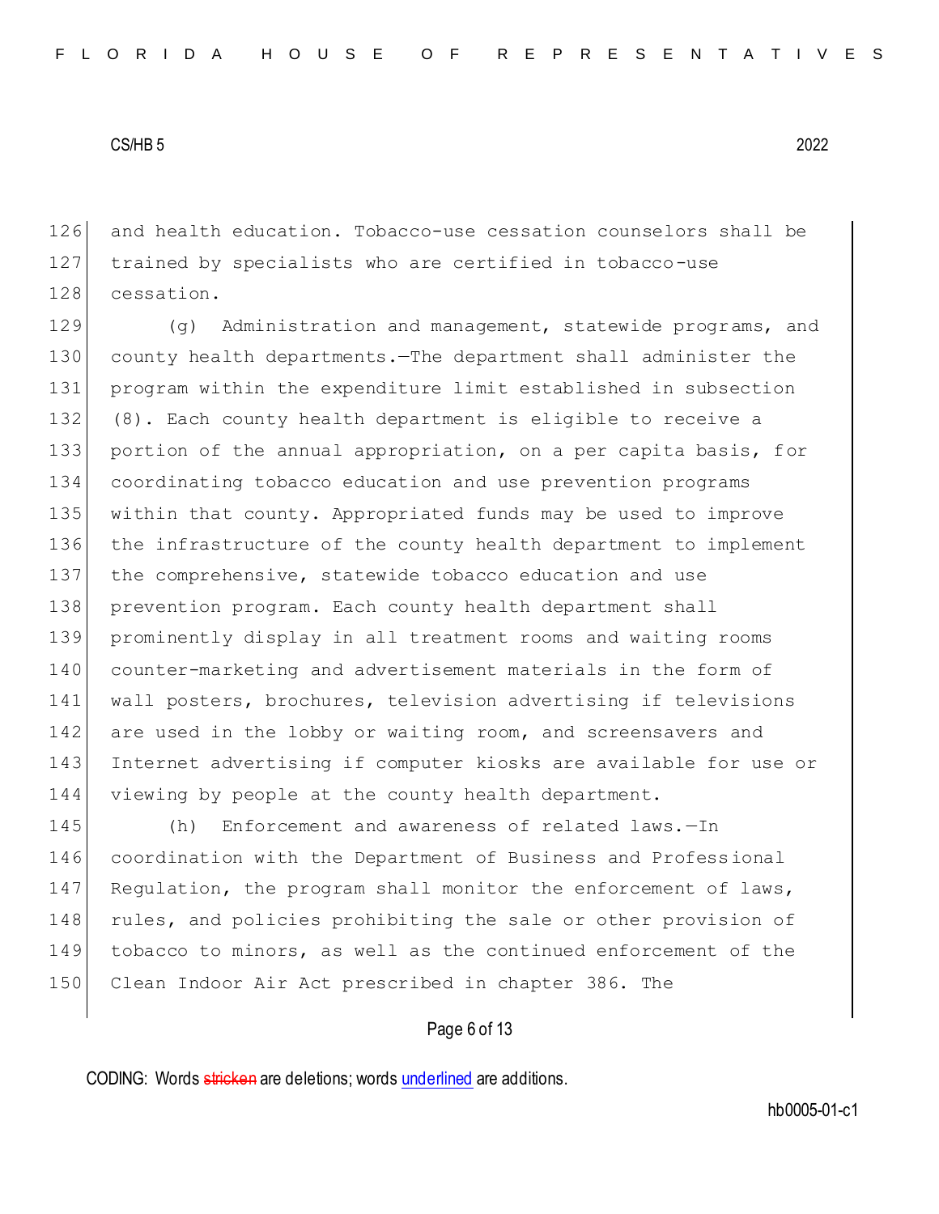and health education. Tobacco-use cessation counselors shall be trained by specialists who are certified in tobacco-use cessation.

(g) Administration and management, statewide programs, and county health departments.—The department shall administer the program within the expenditure limit established in subsection (8). Each county health department is eligible to receive a portion of the annual appropriation, on a per capita basis, for coordinating tobacco education and use prevention programs within that county. Appropriated funds may be used to improve the infrastructure of the county health department to implement the comprehensive, statewide tobacco education and use prevention program. Each county health department shall prominently display in all treatment rooms and waiting rooms counter-marketing and advertisement materials in the form of wall posters, brochures, television advertising if televisions are used in the lobby or waiting room, and screensavers and Internet advertising if computer kiosks are available for use or viewing by people at the county health department.

(h) Enforcement and awareness of related laws.—In coordination with the Department of Business and Professional Regulation, the program shall monitor the enforcement of laws, rules, and policies prohibiting the sale or other provision of tobacco to minors, as well as the continued enforcement of the Clean Indoor Air Act prescribed in chapter 386. The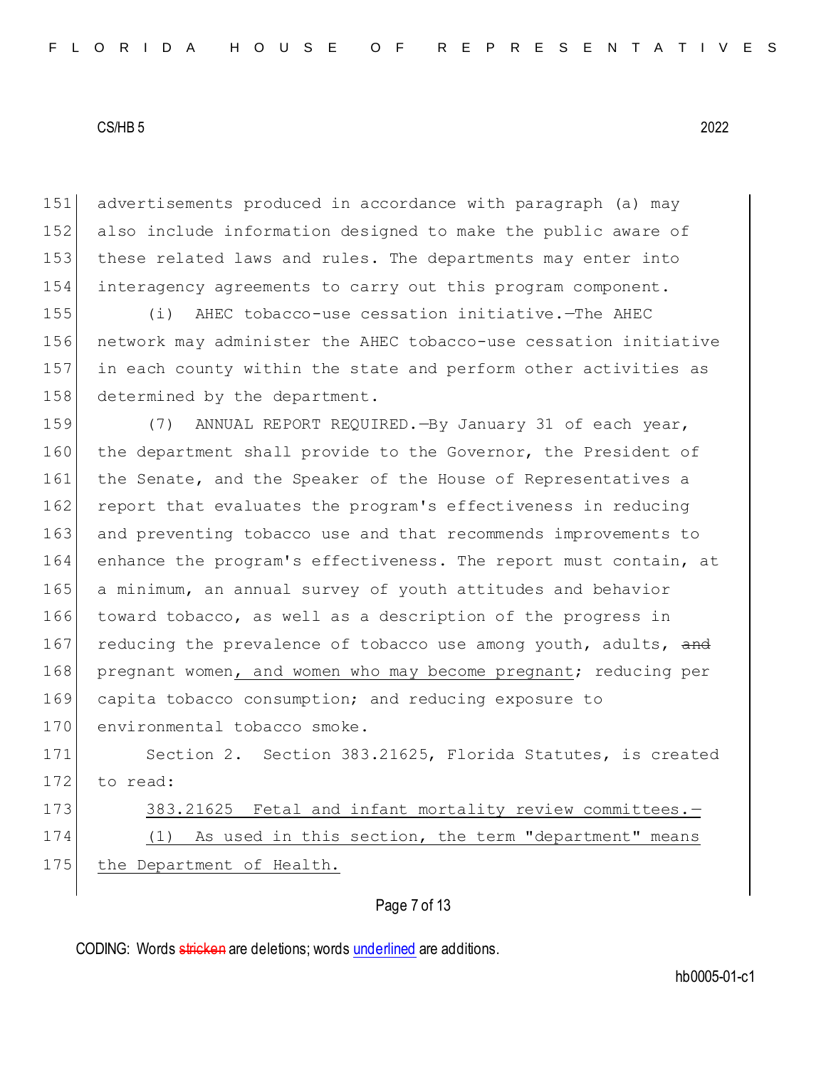advertisements produced in accordance with paragraph (a) may also include information designed to make the public aware of these related laws and rules. The departments may enter into interagency agreements to carry out this program component.

(i) AHEC tobacco-use cessation initiative.—The AHEC network may administer the AHEC tobacco-use cessation initiative in each county within the state and perform other activities as determined by the department.

(7) ANNUAL REPORT REQUIRED.—By January 31 of each year, the department shall provide to the Governor, the President of the Senate, and the Speaker of the House of Representatives a report that evaluates the program's effectiveness in reducing and preventing tobacco use and that recommends improvements to enhance the program's effectiveness. The report must contain, at a minimum, an annual survey of youth attitudes and behavior toward tobacco, as well as a description of the progress in reducing the prevalence of tobacco use among youth, adults, ~~and~~ pregnant women, and women who may become pregnant; reducing per capita tobacco consumption; and reducing exposure to environmental tobacco smoke.

Section 2. Section 383.21625, Florida Statutes, is created to read:

383.21625 Fetal and infant mortality review committees.—

(1) As used in this section, the term "department" means the Department of Health.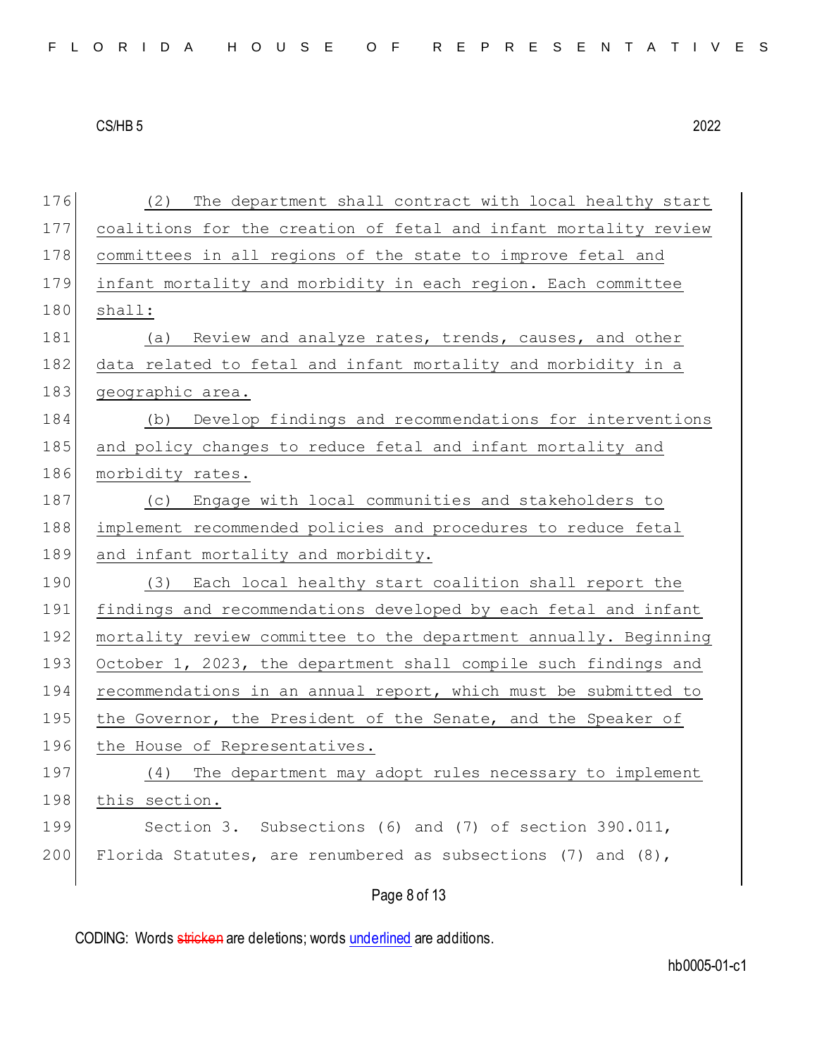(2) The department shall contract with local healthy start coalitions for the creation of fetal and infant mortality review committees in all regions of the state to improve fetal and infant mortality and morbidity in each region. Each committee shall:

(a) Review and analyze rates, trends, causes, and other data related to fetal and infant mortality and morbidity in a geographic area.

(b) Develop findings and recommendations for interventions and policy changes to reduce fetal and infant mortality and morbidity rates.

(c) Engage with local communities and stakeholders to implement recommended policies and procedures to reduce fetal and infant mortality and morbidity.

(3) Each local healthy start coalition shall report the findings and recommendations developed by each fetal and infant mortality review committee to the department annually. Beginning October 1, 2023, the department shall compile such findings and recommendations in an annual report, which must be submitted to the Governor, the President of the Senate, and the Speaker of the House of Representatives.

(4) The department may adopt rules necessary to implement this section.

Section 3. Subsections (6) and (7) of section 390.011, Florida Statutes, are renumbered as subsections (7) and (8),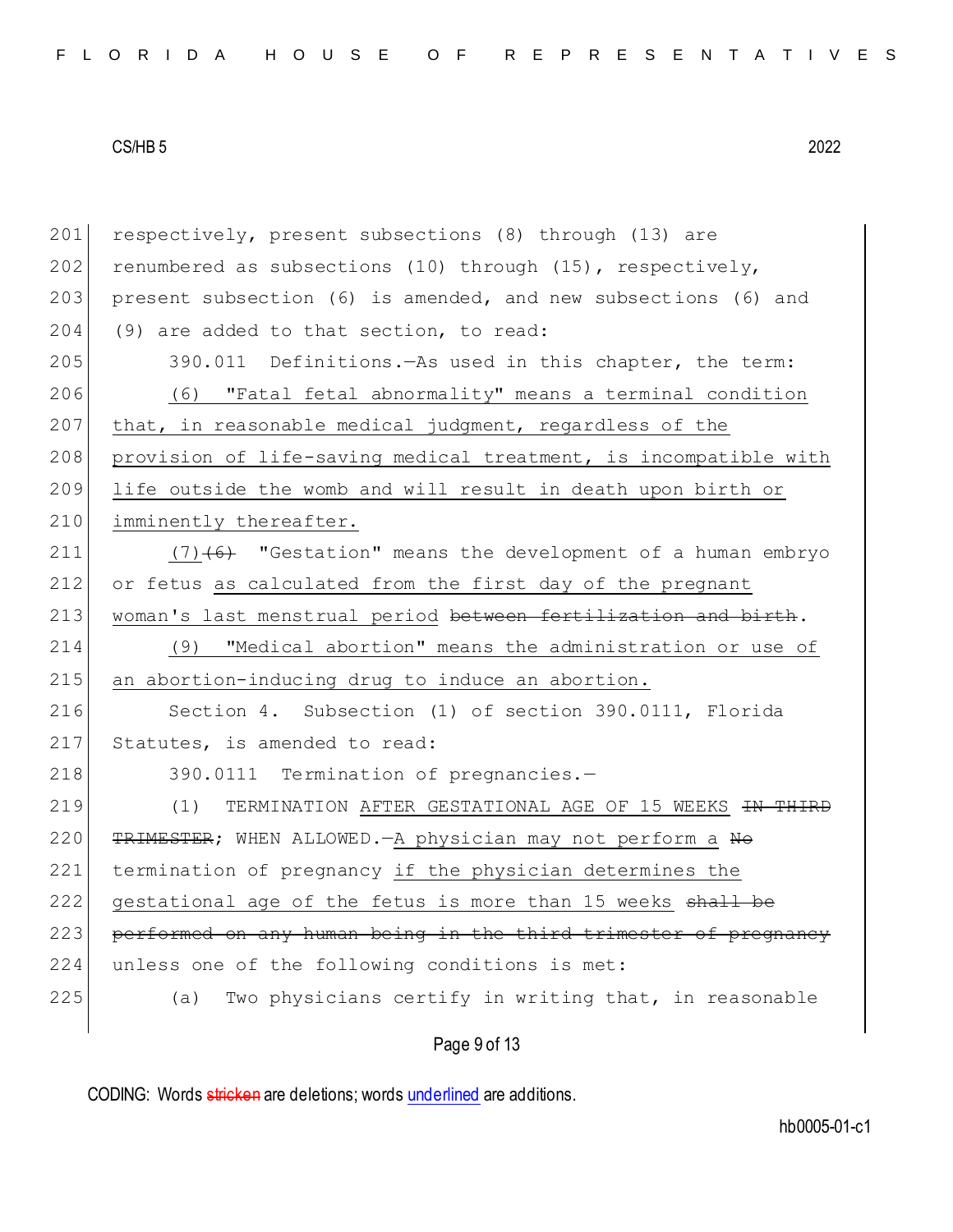respectively, present subsections (8) through (13) are renumbered as subsections (10) through (15), respectively, present subsection (6) is amended, and new subsections (6) and (9) are added to that section, to read:

390.011 Definitions.—As used in this chapter, the term:

<u>(6) "Fatal fetal abnormality" means a terminal condition that, in reasonable medical judgment, regardless of the provision of life-saving medical treatment, is incompatible with life outside the womb and will result in death upon birth or imminently thereafter.</u>

<u>(7)</u>~~(6)~~ "Gestation" means the development of a human embryo or fetus <u>as calculated from the first day of the pregnant woman's last menstrual period</u> ~~between fertilization and birth~~.

<u>(9) "Medical abortion" means the administration or use of an abortion-inducing drug to induce an abortion.</u>

Section 4. Subsection (1) of section 390.0111, Florida Statutes, is amended to read:

390.0111 Termination of pregnancies.—

(1) TERMINATION <u>AFTER GESTATIONAL AGE OF 15 WEEKS</u> ~~IN THIRD TRIMESTER~~; WHEN ALLOWED.—<u>A physician may not perform a</u> ~~No~~ termination of pregnancy <u>if the physician determines the gestational age of the fetus is more than 15 weeks</u> ~~shall be performed on any human being in the third trimester of pregnancy~~ unless one of the following conditions is met:

(a) Two physicians certify in writing that, in reasonable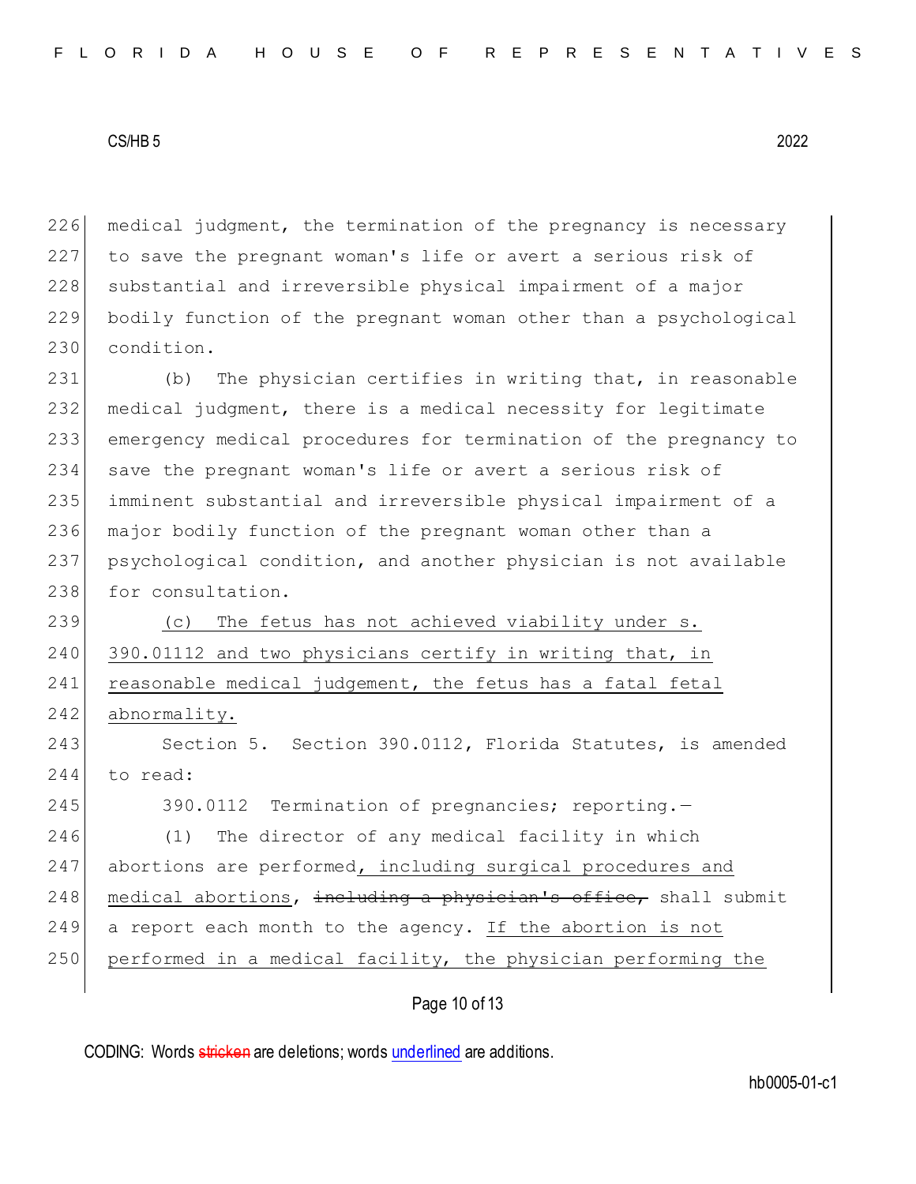medical judgment, the termination of the pregnancy is necessary to save the pregnant woman's life or avert a serious risk of substantial and irreversible physical impairment of a major bodily function of the pregnant woman other than a psychological condition.

(b) The physician certifies in writing that, in reasonable medical judgment, there is a medical necessity for legitimate emergency medical procedures for termination of the pregnancy to save the pregnant woman's life or avert a serious risk of imminent substantial and irreversible physical impairment of a major bodily function of the pregnant woman other than a psychological condition, and another physician is not available for consultation.

<u>(c) The fetus has not achieved viability under s. 390.01112 and two physicians certify in writing that, in reasonable medical judgement, the fetus has a fatal fetal abnormality.</u>

Section 5. Section 390.0112, Florida Statutes, is amended to read:

390.0112 Termination of pregnancies; reporting.—

(1) The director of any medical facility in which abortions are performed<u>, including surgical procedures and medical abortions</u>, ~~including a physician's office,~~ shall submit a report each month to the agency. <u>If the abortion is not performed in a medical facility, the physician performing the</u>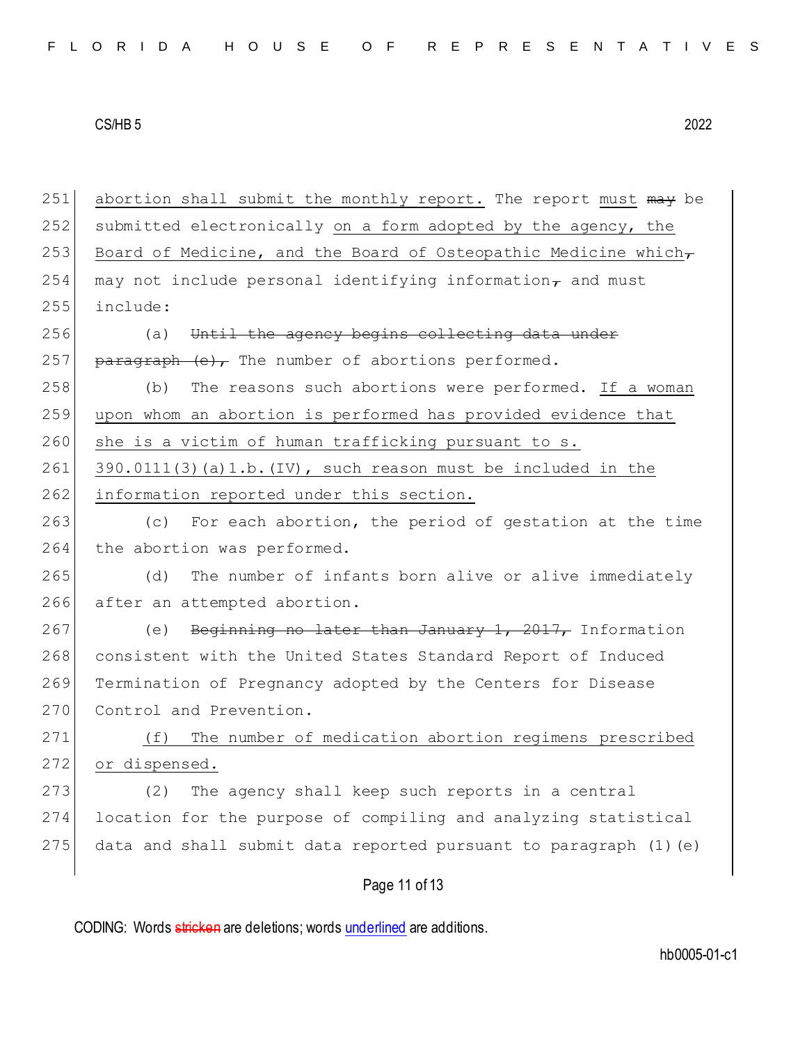abortion shall submit the monthly report. The report must ~~may~~ be submitted electronically on a form adopted by the agency, the Board of Medicine, and the Board of Osteopathic Medicine which~~,~~ may not include personal identifying information~~,~~ and must include:

(a) ~~Until the agency begins collecting data under paragraph (e),~~ The number of abortions performed.

(b) The reasons such abortions were performed. If a woman upon whom an abortion is performed has provided evidence that she is a victim of human trafficking pursuant to s. 390.0111(3)(a)1.b.(IV), such reason must be included in the information reported under this section.

(c) For each abortion, the period of gestation at the time the abortion was performed.

(d) The number of infants born alive or alive immediately after an attempted abortion.

(e) ~~Beginning no later than January 1, 2017,~~ Information consistent with the United States Standard Report of Induced Termination of Pregnancy adopted by the Centers for Disease Control and Prevention.

(f) The number of medication abortion regimens prescribed or dispensed.

(2) The agency shall keep such reports in a central location for the purpose of compiling and analyzing statistical data and shall submit data reported pursuant to paragraph (1)(e)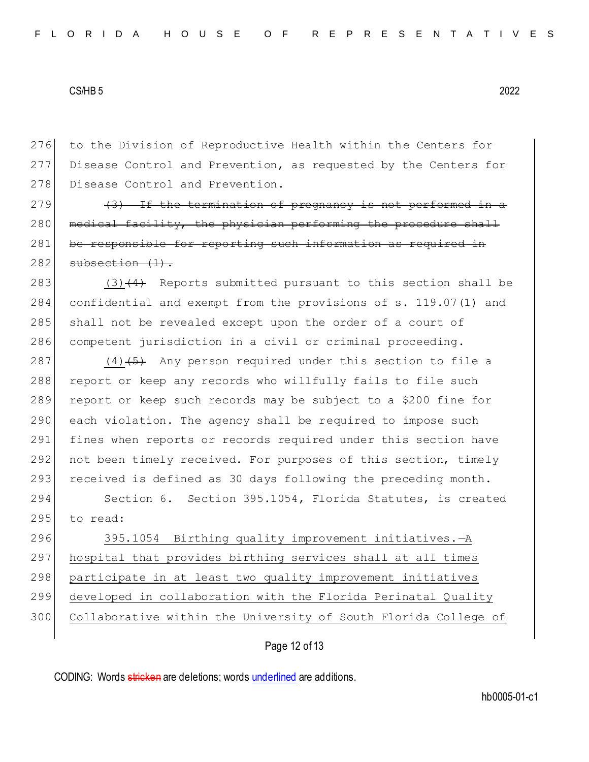to the Division of Reproductive Health within the Centers for Disease Control and Prevention, as requested by the Centers for Disease Control and Prevention.

~~(3) If the termination of pregnancy is not performed in a medical facility, the physician performing the procedure shall be responsible for reporting such information as required in subsection (1).~~

<u>(3)</u>~~(4)~~ Reports submitted pursuant to this section shall be confidential and exempt from the provisions of s. 119.07(1) and shall not be revealed except upon the order of a court of competent jurisdiction in a civil or criminal proceeding.

<u>(4)</u>~~(5)~~ Any person required under this section to file a report or keep any records who willfully fails to file such report or keep such records may be subject to a $200 fine for each violation. The agency shall be required to impose such fines when reports or records required under this section have not been timely received. For purposes of this section, timely received is defined as 30 days following the preceding month.

Section 6. Section 395.1054, Florida Statutes, is created to read:

<u>395.1054 Birthing quality improvement initiatives.—A hospital that provides birthing services shall at all times participate in at least two quality improvement initiatives developed in collaboration with the Florida Perinatal Quality Collaborative within the University of South Florida College of</u>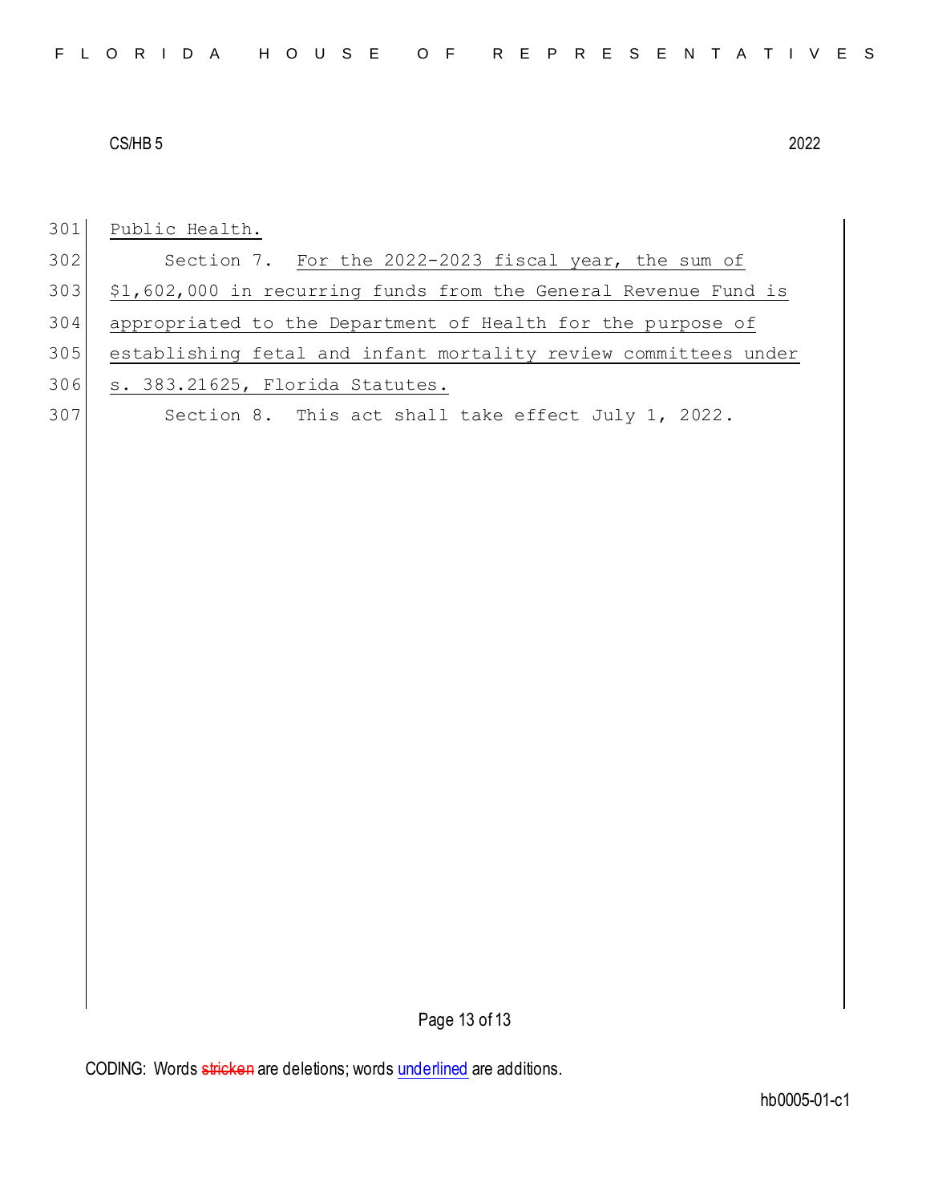Public Health.

Section 7. For the 2022-2023 fiscal year, the sum of $1,602,000 in recurring funds from the General Revenue Fund is appropriated to the Department of Health for the purpose of establishing fetal and infant mortality review committees under s. 383.21625, Florida Statutes.

Section 8. This act shall take effect July 1, 2022.